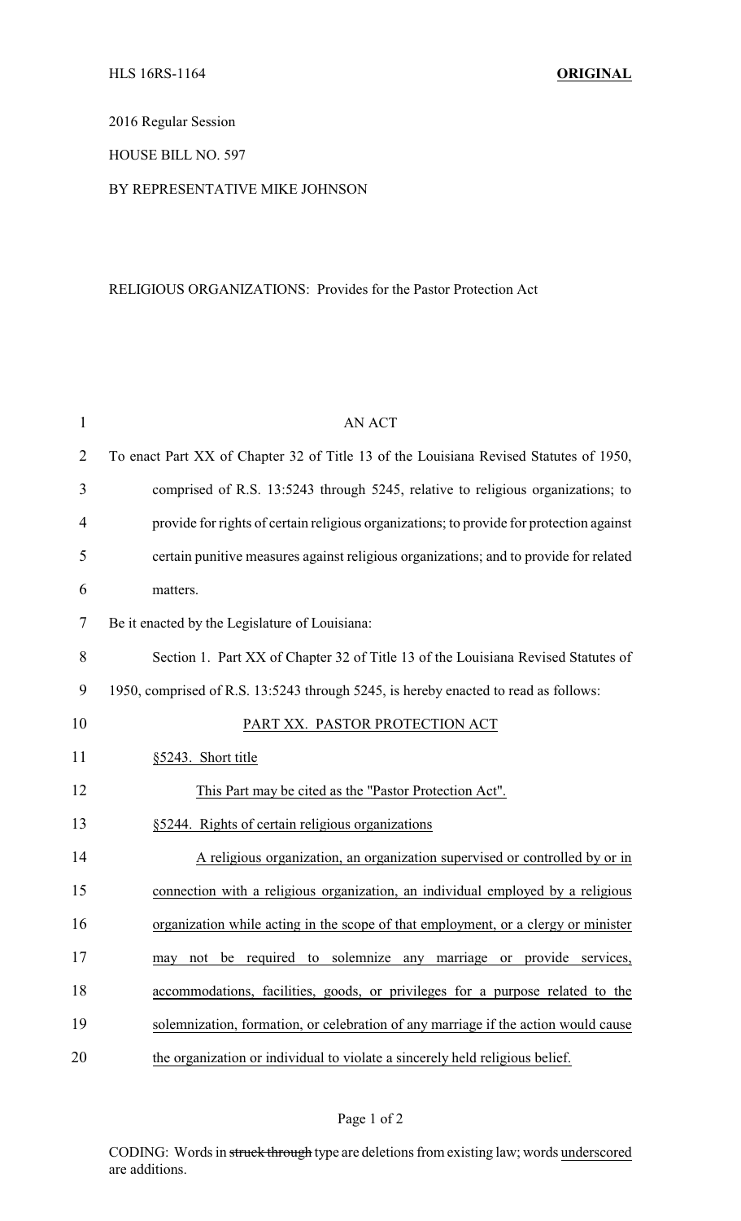HLS 16RS-1164 **ORIGINAL**

2016 Regular Session

HOUSE BILL NO. 597

BY REPRESENTATIVE MIKE JOHNSON

RELIGIOUS ORGANIZATIONS: Provides for the Pastor Protection Act

AN ACT

To enact Part XX of Chapter 32 of Title 13 of the Louisiana Revised Statutes of 1950, comprised of R.S. 13:5243 through 5245, relative to religious organizations; to provide for rights of certain religious organizations; to provide for protection against certain punitive measures against religious organizations; and to provide for related matters.

Be it enacted by the Legislature of Louisiana:

Section 1. Part XX of Chapter 32 of Title 13 of the Louisiana Revised Statutes of 1950, comprised of R.S. 13:5243 through 5245, is hereby enacted to read as follows:

PART XX. PASTOR PROTECTION ACT

§5243. Short title

This Part may be cited as the "Pastor Protection Act".

§5244. Rights of certain religious organizations

A religious organization, an organization supervised or controlled by or in connection with a religious organization, an individual employed by a religious organization while acting in the scope of that employment, or a clergy or minister may not be required to solemnize any marriage or provide services, accommodations, facilities, goods, or privileges for a purpose related to the solemnization, formation, or celebration of any marriage if the action would cause the organization or individual to violate a sincerely held religious belief.

CODING: Words in ~~struck through~~ type are deletions from existing law; words underscored are additions.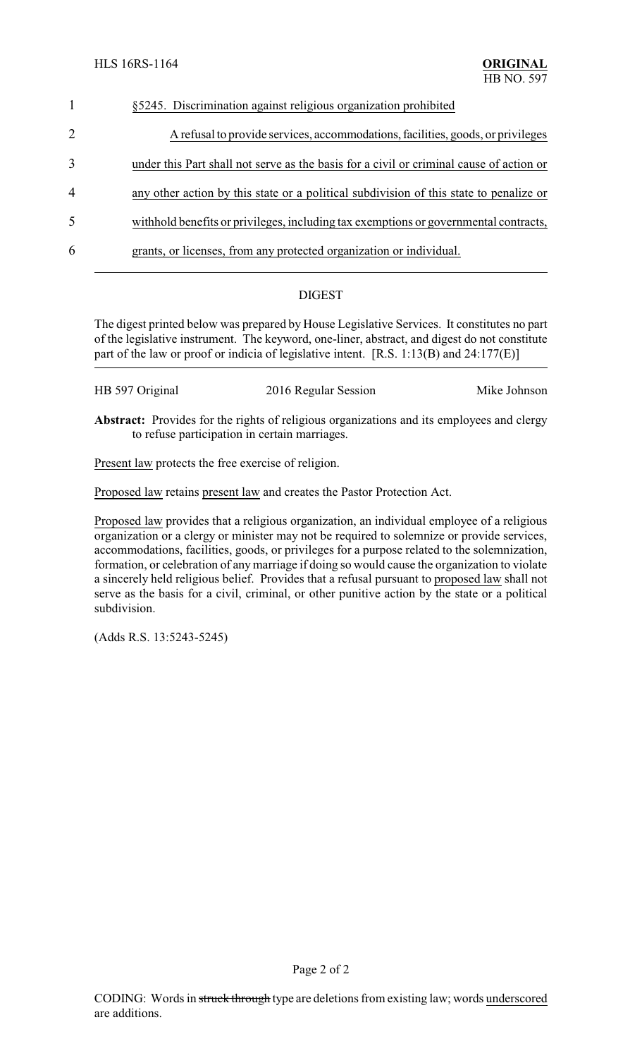1 §5245. Discrimination against religious organization prohibited

2 A refusal to provide services, accommodations, facilities, goods, or privileges

3 under this Part shall not serve as the basis for a civil or criminal cause of action or

4 any other action by this state or a political subdivision of this state to penalize or

5 withhold benefits or privileges, including tax exemptions or governmental contracts,

6 grants, or licenses, from any protected organization or individual.

## DIGEST

The digest printed below was prepared by House Legislative Services. It constitutes no part of the legislative instrument. The keyword, one-liner, abstract, and digest do not constitute part of the law or proof or indicia of legislative intent. [R.S. 1:13(B) and 24:177(E)]

HB 597 Original 2016 Regular Session Mike Johnson

**Abstract:** Provides for the rights of religious organizations and its employees and clergy to refuse participation in certain marriages.

Present law protects the free exercise of religion.

Proposed law retains present law and creates the Pastor Protection Act.

Proposed law provides that a religious organization, an individual employee of a religious organization or a clergy or minister may not be required to solemnize or provide services, accommodations, facilities, goods, or privileges for a purpose related to the solemnization, formation, or celebration of any marriage if doing so would cause the organization to violate a sincerely held religious belief. Provides that a refusal pursuant to proposed law shall not serve as the basis for a civil, criminal, or other punitive action by the state or a political subdivision.

(Adds R.S. 13:5243-5245)

CODING: Words in ~~struck through~~ type are deletions from existing law; words underscored are additions.